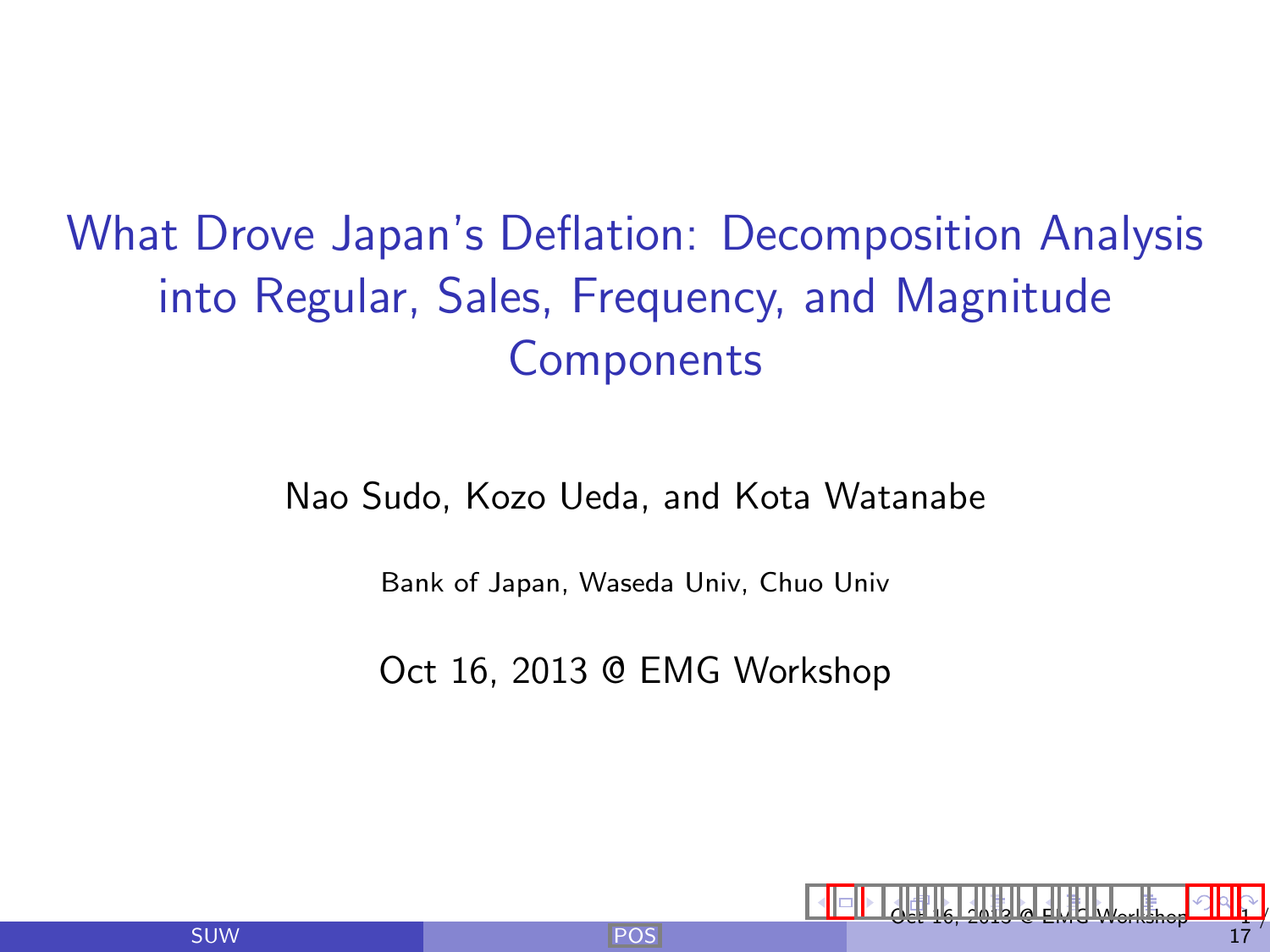# What Drove Japan's Deflation: Decomposition Analysis into Regular, Sales, Frequency, and Magnitude Components

Nao Sudo, Kozo Ueda, and Kota Watanabe

Bank of Japan, Waseda Univ, Chuo Univ

Oct 16, 2013 @ EMG Workshop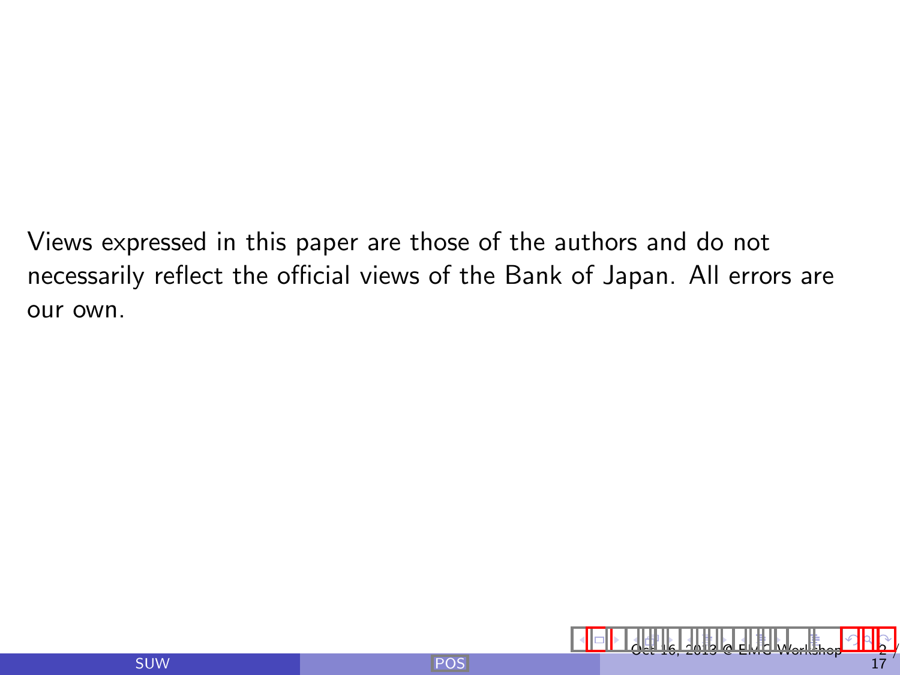Views expressed in this paper are those of the authors and do not necessarily reflect the official views of the Bank of Japan. All errors are our own.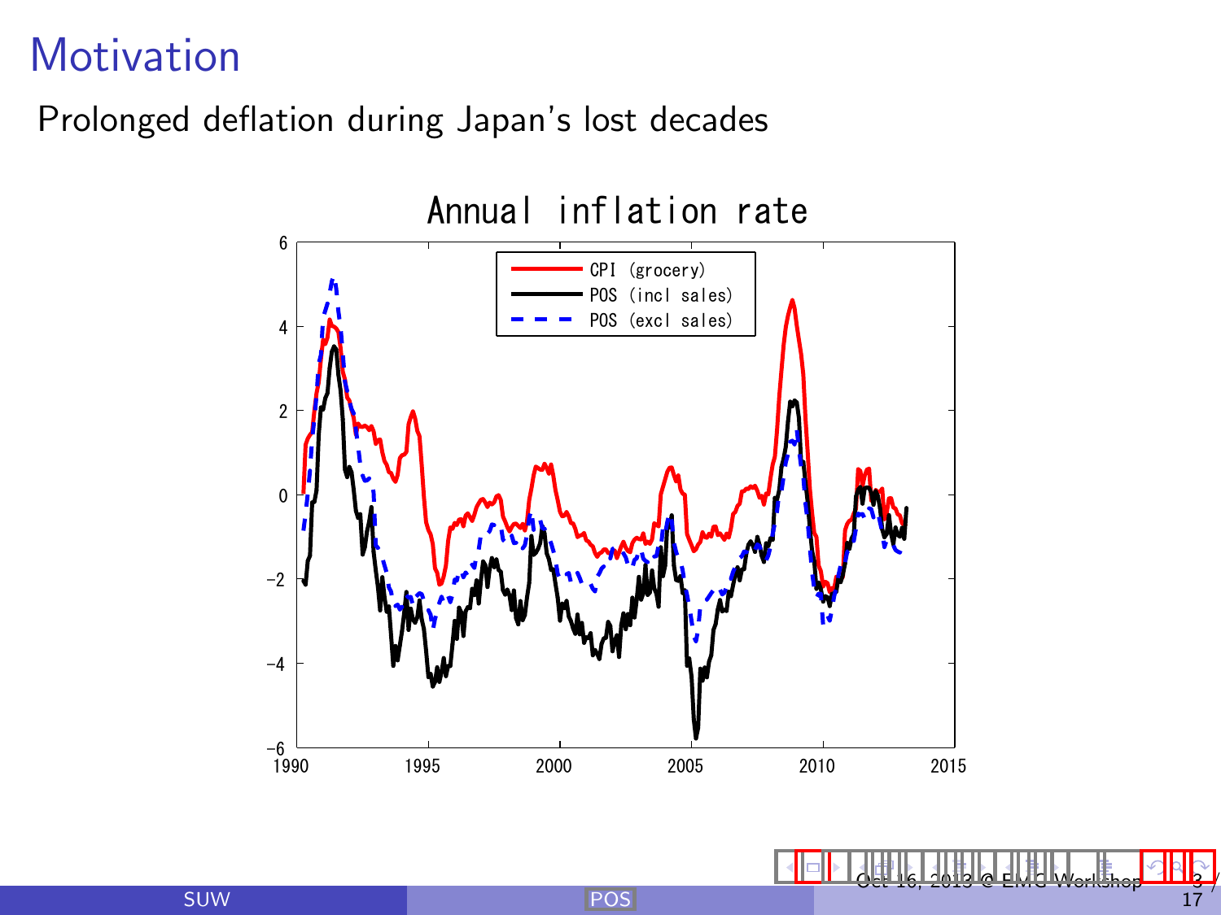# Motivation

Prolonged deflation during Japan's lost decades

Annual inflation rate

- CPI (grocery)
- POS (incl sales)
- POS (excl sales)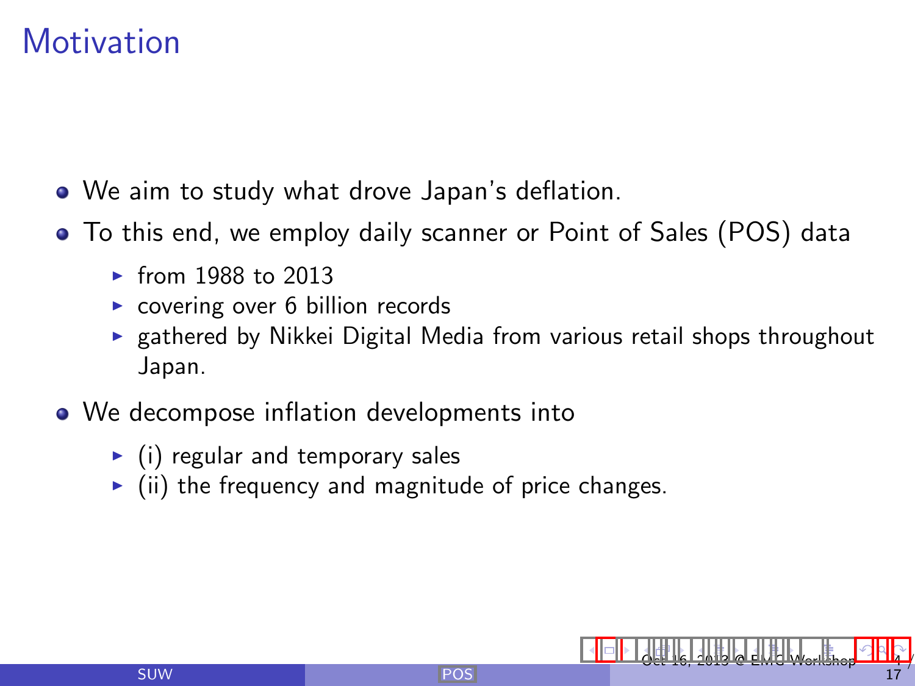# Motivation

- We aim to study what drove Japan's deflation.
- To this end, we employ daily scanner or Point of Sales (POS) data
  - from 1988 to 2013
  - covering over 6 billion records
  - gathered by Nikkei Digital Media from various retail shops throughout Japan.
- We decompose inflation developments into
  - (i) regular and temporary sales
  - (ii) the frequency and magnitude of price changes.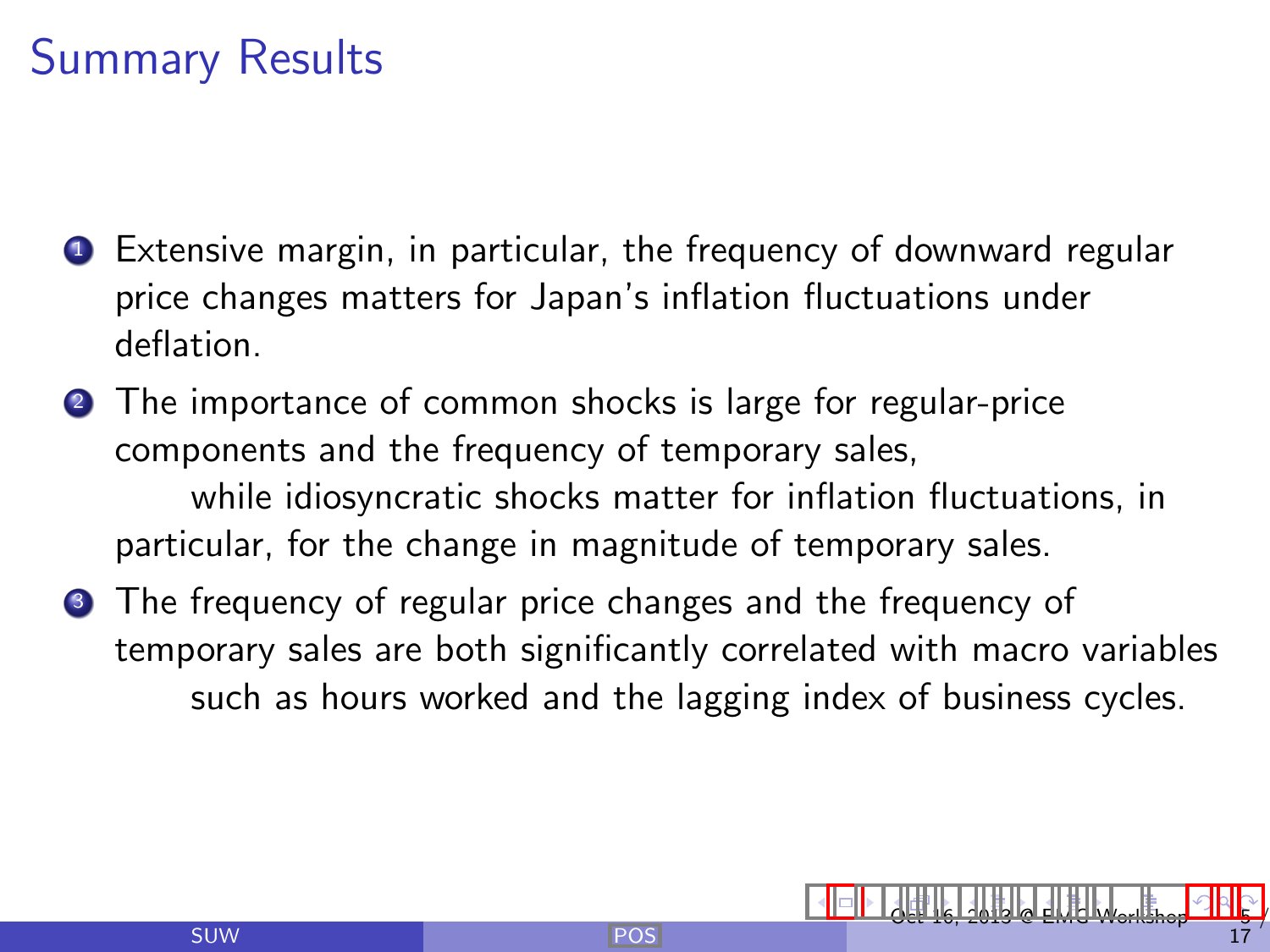# Summary Results

1. Extensive margin, in particular, the frequency of downward regular price changes matters for Japan's inflation fluctuations under deflation.
2. The importance of common shocks is large for regular-price components and the frequency of temporary sales,

   while idiosyncratic shocks matter for inflation fluctuations, in particular, for the change in magnitude of temporary sales.
3. The frequency of regular price changes and the frequency of temporary sales are both significantly correlated with macro variables

   such as hours worked and the lagging index of business cycles.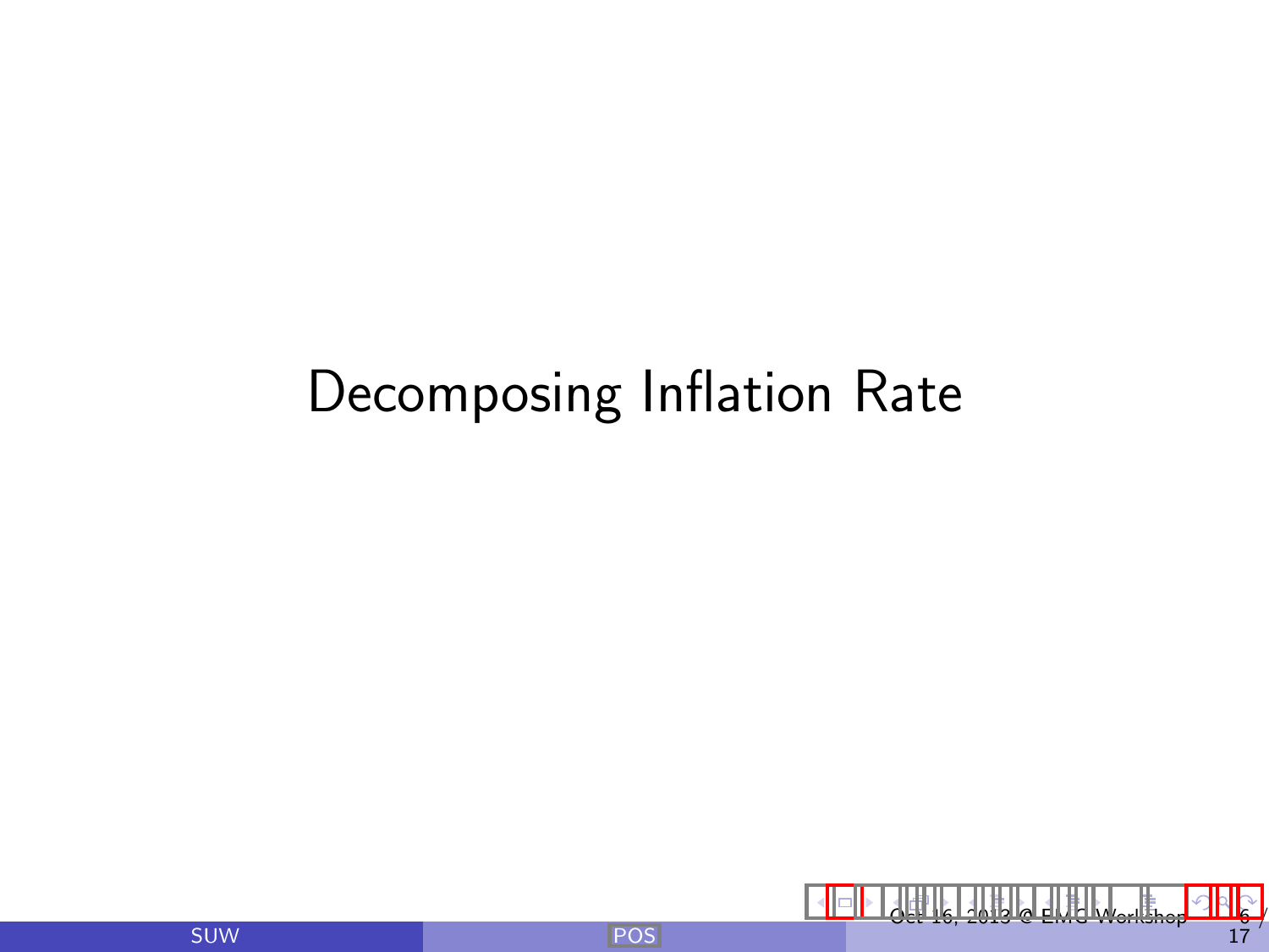# Decomposing Inflation Rate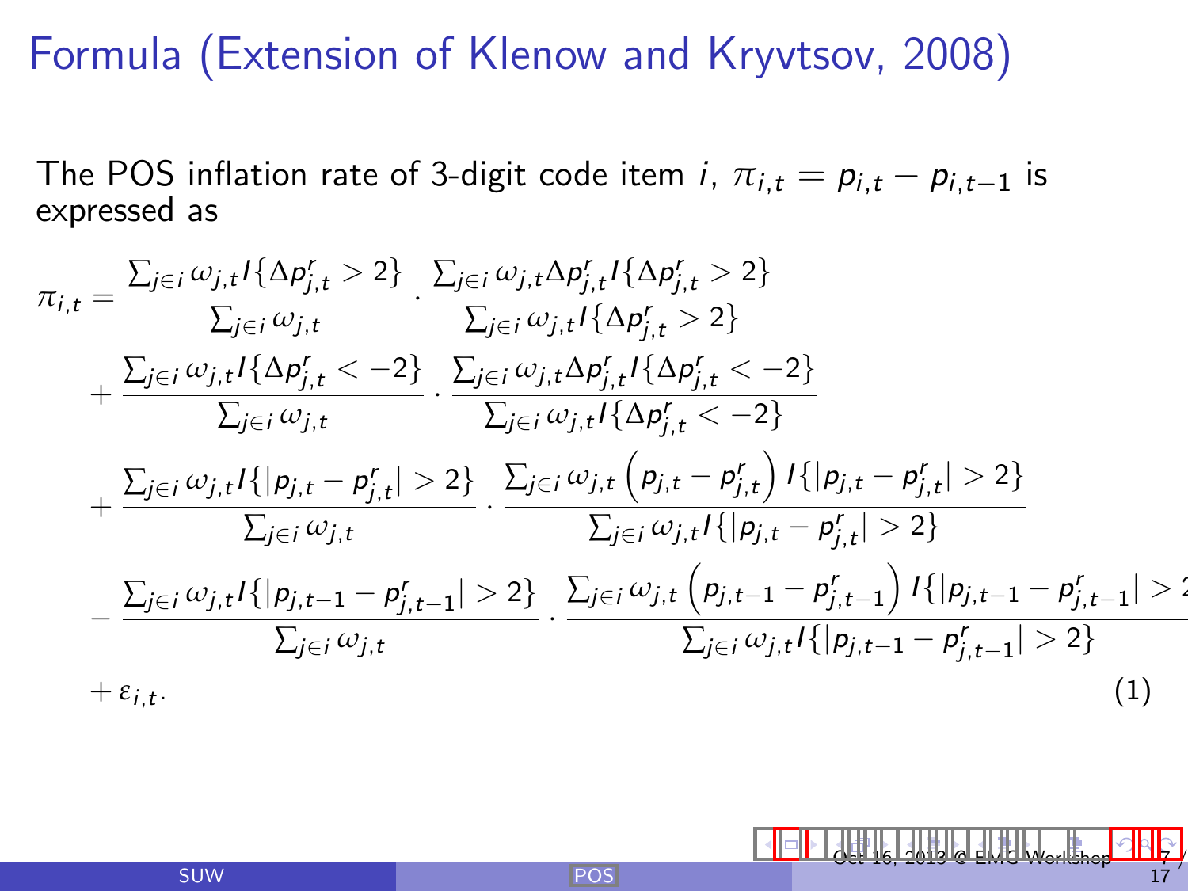# Formula (Extension of Klenow and Kryvtsov, 2008)

The POS inflation rate of 3-digit code item $i$, $\pi_{i,t} = p_{i,t} - p_{i,t-1}$ is expressed as

$$
\begin{aligned}
\pi_{i,t} = & \frac{\sum_{j \in i} \omega_{j,t} I\{\Delta p^r_{j,t} > 2\}}{\sum_{j \in i} \omega_{j,t}} \cdot \frac{\sum_{j \in i} \omega_{j,t} \Delta p^r_{j,t} I\{\Delta p^r_{j,t} > 2\}}{\sum_{j \in i} \omega_{j,t} I\{\Delta p^r_{j,t} > 2\}} \\
& + \frac{\sum_{j \in i} \omega_{j,t} I\{\Delta p^r_{j,t} < -2\}}{\sum_{j \in i} \omega_{j,t}} \cdot \frac{\sum_{j \in i} \omega_{j,t} \Delta p^r_{j,t} I\{\Delta p^r_{j,t} < -2\}}{\sum_{j \in i} \omega_{j,t} I\{\Delta p^r_{j,t} < -2\}} \\
& + \frac{\sum_{j \in i} \omega_{j,t} I\{|p_{j,t} - p^r_{j,t}| > 2\}}{\sum_{j \in i} \omega_{j,t}} \cdot \frac{\sum_{j \in i} \omega_{j,t} \left(p_{j,t} - p^r_{j,t}\right) I\{|p_{j,t} - p^r_{j,t}| > 2\}}{\sum_{j \in i} \omega_{j,t} I\{|p_{j,t} - p^r_{j,t}| > 2\}} \\
& - \frac{\sum_{j \in i} \omega_{j,t} I\{|p_{j,t-1} - p^r_{j,t-1}| > 2\}}{\sum_{j \in i} \omega_{j,t}} \cdot \frac{\sum_{j \in i} \omega_{j,t} \left(p_{j,t-1} - p^r_{j,t-1}\right) I\{|p_{j,t-1} - p^r_{j,t-1}| > 2\}}{\sum_{j \in i} \omega_{j,t} I\{|p_{j,t-1} - p^r_{j,t-1}| > 2\}} \\
& + \varepsilon_{i,t}.
\end{aligned}
\tag{1}
$$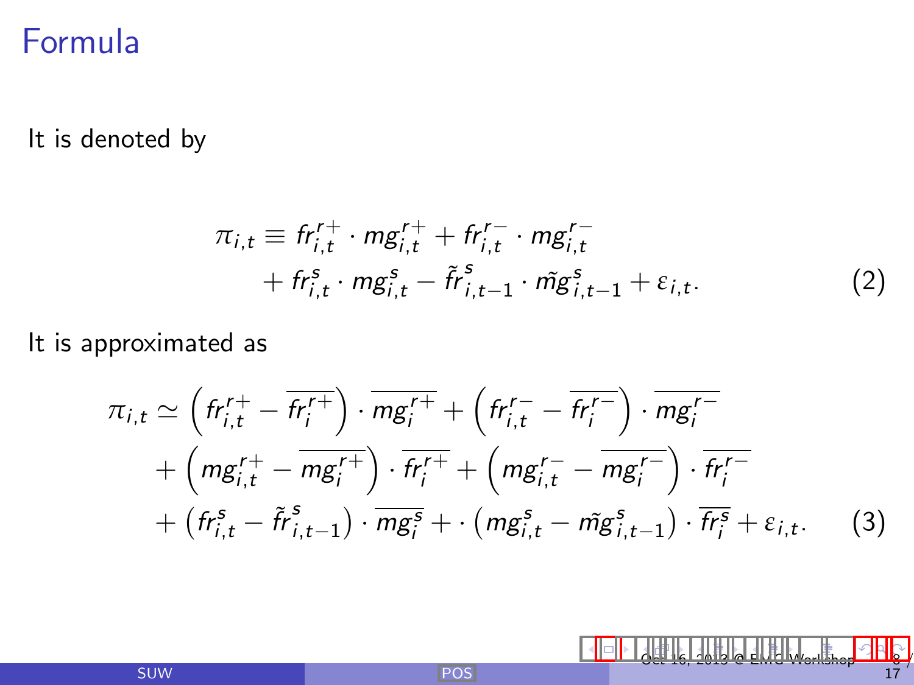# Formula

It is denoted by

$$
\begin{aligned}
\pi_{i,t} \equiv\ & fr_{i,t}^{r+} \cdot mg_{i,t}^{r+} + fr_{i,t}^{r-} \cdot mg_{i,t}^{r-} \\
& + fr_{i,t}^{s} \cdot mg_{i,t}^{s} - \tilde{fr}_{i,t-1}^{s} \cdot \tilde{mg}_{i,t-1}^{s} + \varepsilon_{i,t}.
\end{aligned} \tag{2}
$$

It is approximated as

$$
\begin{aligned}
\pi_{i,t} \simeq\ & \left( fr_{i,t}^{r+} - \overline{fr_{i}^{r+}} \right) \cdot \overline{mg_{i}^{r+}} + \left( fr_{i,t}^{r-} - \overline{fr_{i}^{r-}} \right) \cdot \overline{mg_{i}^{r-}} \\
& + \left( mg_{i,t}^{r+} - \overline{mg_{i}^{r+}} \right) \cdot \overline{fr_{i}^{r+}} + \left( mg_{i,t}^{r-} - \overline{mg_{i}^{r-}} \right) \cdot \overline{fr_{i}^{r-}} \\
& + \left( fr_{i,t}^{s} - \tilde{fr}_{i,t-1}^{s} \right) \cdot \overline{mg_{i}^{s}} + \cdot \left( mg_{i,t}^{s} - \tilde{mg}_{i,t-1}^{s} \right) \cdot \overline{fr_{i}^{s}} + \varepsilon_{i,t}.
\end{aligned} \tag{3}
$$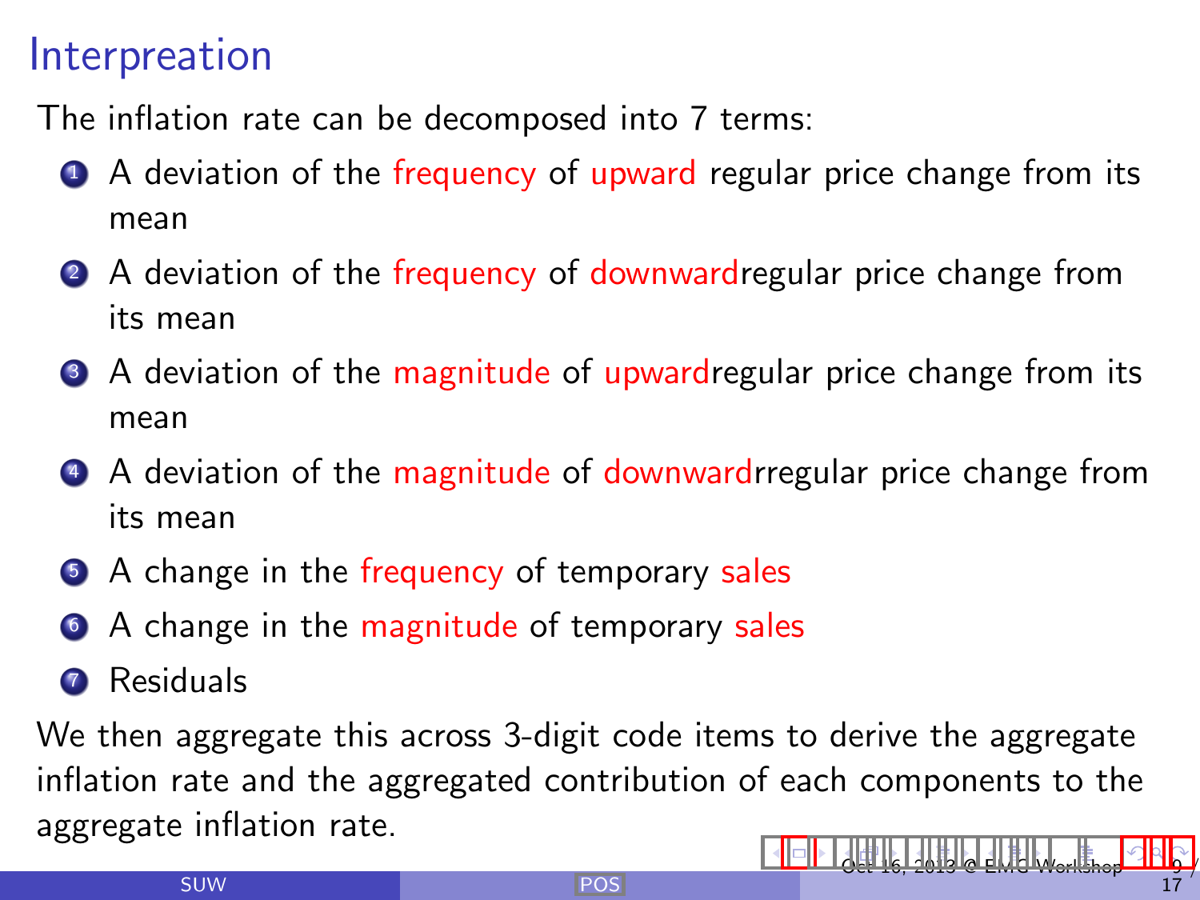# Interpreation

The inflation rate can be decomposed into 7 terms:

1. A deviation of the frequency of upward regular price change from its mean
2. A deviation of the frequency of downwardregular price change from its mean
3. A deviation of the magnitude of upwardregular price change from its mean
4. A deviation of the magnitude of downwardrregular price change from its mean
5. A change in the frequency of temporary sales
6. A change in the magnitude of temporary sales
7. Residuals

We then aggregate this across 3-digit code items to derive the aggregate inflation rate and the aggregated contribution of each components to the aggregate inflation rate.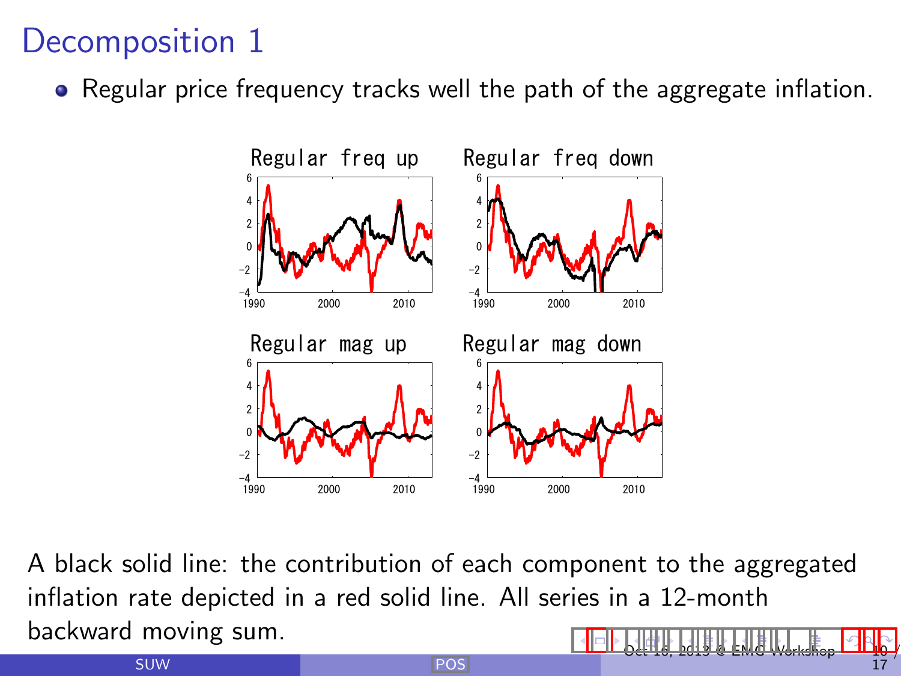# Decomposition 1

- Regular price frequency tracks well the path of the aggregate inflation.

A black solid line: the contribution of each component to the aggregated inflation rate depicted in a red solid line. All series in a 12-month backward moving sum.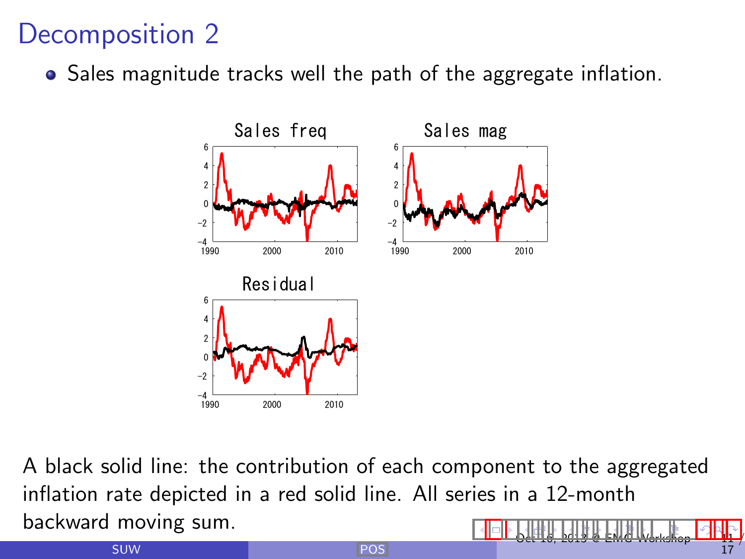# Decomposition 2

- Sales magnitude tracks well the path of the aggregate inflation.

Sales freq

Sales mag

Residual

A black solid line: the contribution of each component to the aggregated inflation rate depicted in a red solid line. All series in a 12-month backward moving sum.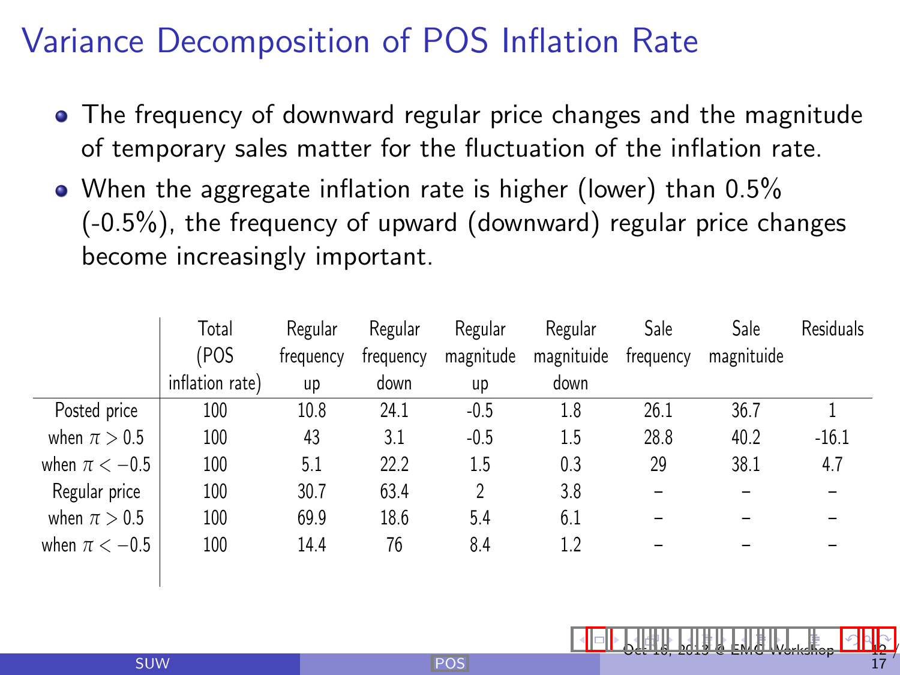# Variance Decomposition of POS Inflation Rate

- The frequency of downward regular price changes and the magnitude of temporary sales matter for the fluctuation of the inflation rate.
- When the aggregate inflation rate is higher (lower) than 0.5% (-0.5%), the frequency of upward (downward) regular price changes become increasingly important.

| | Total (POS inflation rate) | Regular frequency up | Regular frequency down | Regular magnitude up | Regular magnituide down | Sale frequency | Sale magnituide | Residuals |
|---|---|---|---|---|---|---|---|---|
| Posted price | 100 | 10.8 | 24.1 | -0.5 | 1.8 | 26.1 | 36.7 | 1 |
| when $\pi > 0.5$ | 100 | 43 | 3.1 | -0.5 | 1.5 | 28.8 | 40.2 | -16.1 |
| when $\pi < -0.5$ | 100 | 5.1 | 22.2 | 1.5 | 0.3 | 29 | 38.1 | 4.7 |
| Regular price | 100 | 30.7 | 63.4 | 2 | 3.8 | – | – | – |
| when $\pi > 0.5$ | 100 | 69.9 | 18.6 | 5.4 | 6.1 | – | – | – |
| when $\pi < -0.5$ | 100 | 14.4 | 76 | 8.4 | 1.2 | – | – | – |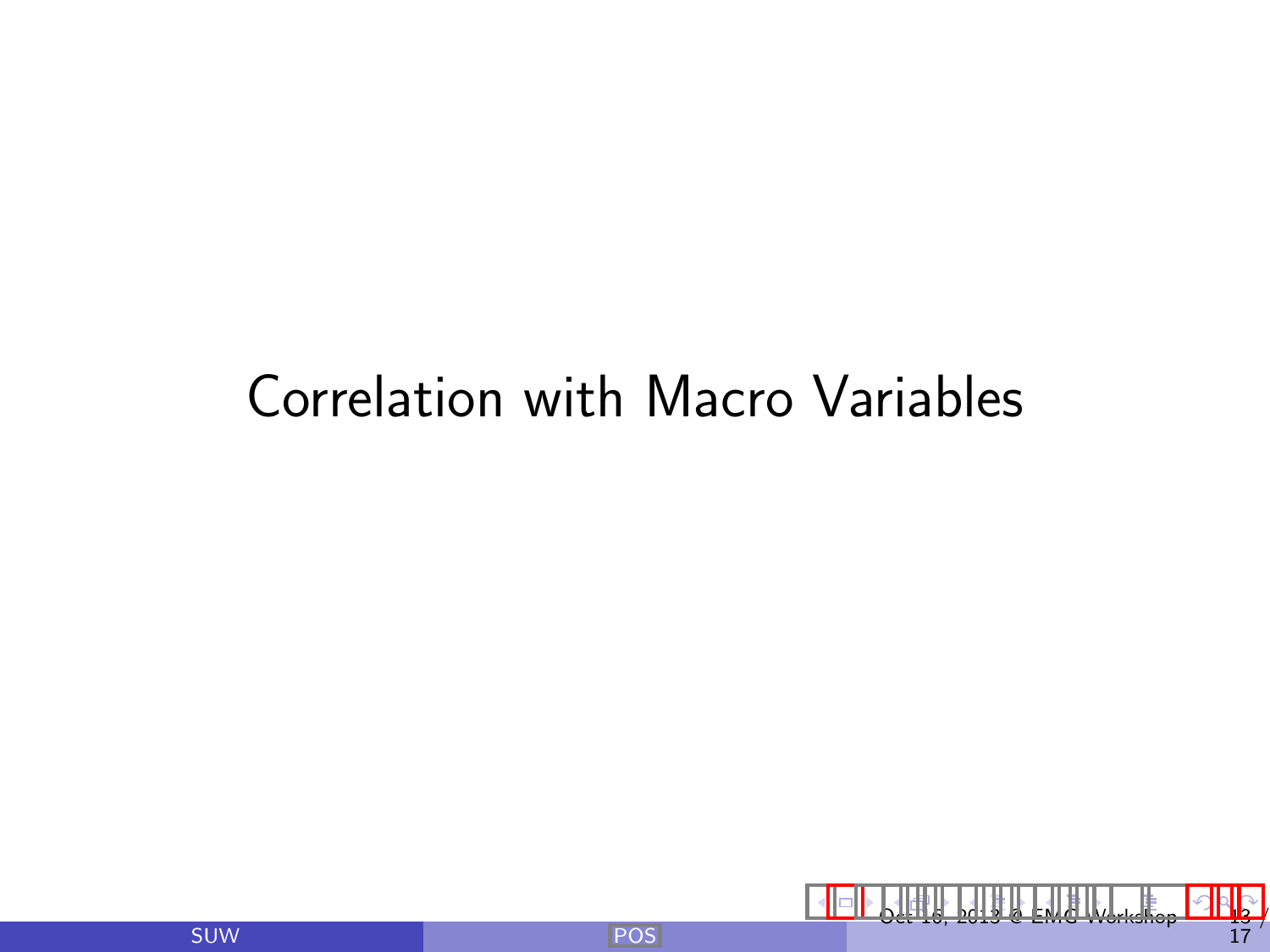# Correlation with Macro Variables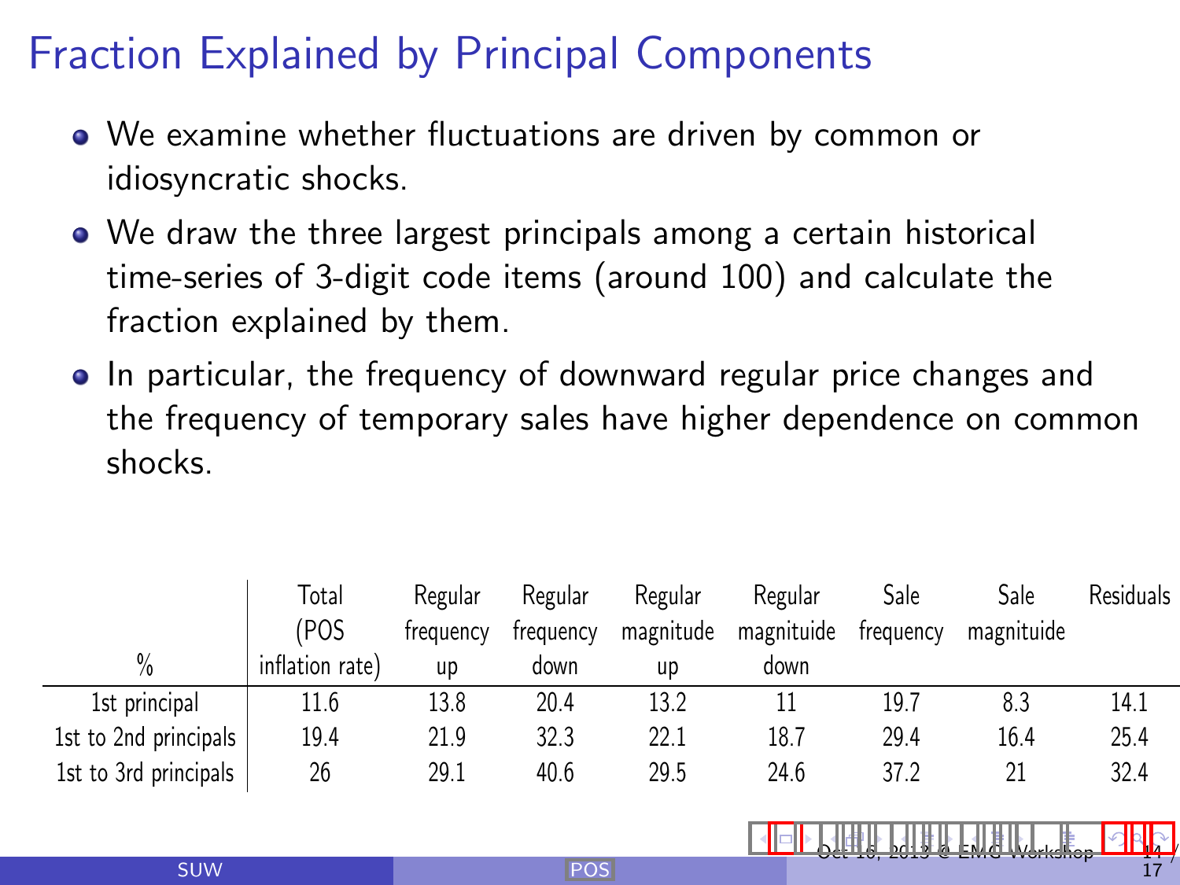# Fraction Explained by Principal Components

- We examine whether fluctuations are driven by common or idiosyncratic shocks.
- We draw the three largest principals among a certain historical time-series of 3-digit code items (around 100) and calculate the fraction explained by them.
- In particular, the frequency of downward regular price changes and the frequency of temporary sales have higher dependence on common shocks.

| % | Total (POS inflation rate) | Regular frequency up | Regular frequency down | Regular magnitude up | Regular magnituide down | Sale frequency | Sale magnituide | Residuals |
|---|---|---|---|---|---|---|---|---|
| 1st principal | 11.6 | 13.8 | 20.4 | 13.2 | 11 | 19.7 | 8.3 | 14.1 |
| 1st to 2nd principals | 19.4 | 21.9 | 32.3 | 22.1 | 18.7 | 29.4 | 16.4 | 25.4 |
| 1st to 3rd principals | 26 | 29.1 | 40.6 | 29.5 | 24.6 | 37.2 | 21 | 32.4 |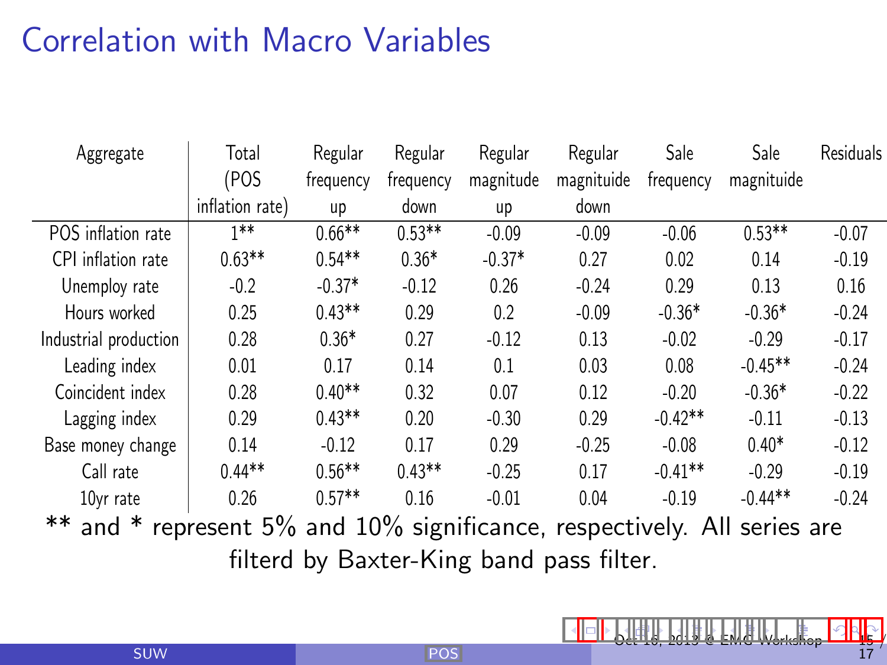# Correlation with Macro Variables

| Aggregate | Total (POS inflation rate) | Regular frequency up | Regular frequency down | Regular magnitude up | Regular magnituide down | Sale frequency | Sale magnituide | Residuals |
|---|---|---|---|---|---|---|---|---|
| POS inflation rate | 1** | 0.66** | 0.53** | -0.09 | -0.09 | -0.06 | 0.53** | -0.07 |
| CPI inflation rate | 0.63** | 0.54** | 0.36* | -0.37* | 0.27 | 0.02 | 0.14 | -0.19 |
| Unemploy rate | -0.2 | -0.37* | -0.12 | 0.26 | -0.24 | 0.29 | 0.13 | 0.16 |
| Hours worked | 0.25 | 0.43** | 0.29 | 0.2 | -0.09 | -0.36* | -0.36* | -0.24 |
| Industrial production | 0.28 | 0.36* | 0.27 | -0.12 | 0.13 | -0.02 | -0.29 | -0.17 |
| Leading index | 0.01 | 0.17 | 0.14 | 0.1 | 0.03 | 0.08 | -0.45** | -0.24 |
| Coincident index | 0.28 | 0.40** | 0.32 | 0.07 | 0.12 | -0.20 | -0.36* | -0.22 |
| Lagging index | 0.29 | 0.43** | 0.20 | -0.30 | 0.29 | -0.42** | -0.11 | -0.13 |
| Base money change | 0.14 | -0.12 | 0.17 | 0.29 | -0.25 | -0.08 | 0.40* | -0.12 |
| Call rate | 0.44** | 0.56** | 0.43** | -0.25 | 0.17 | -0.41** | -0.29 | -0.19 |
| 10yr rate | 0.26 | 0.57** | 0.16 | -0.01 | 0.04 | -0.19 | -0.44** | -0.24 |

** and * represent 5% and 10% significance, respectively. All series are filterd by Baxter-King band pass filter.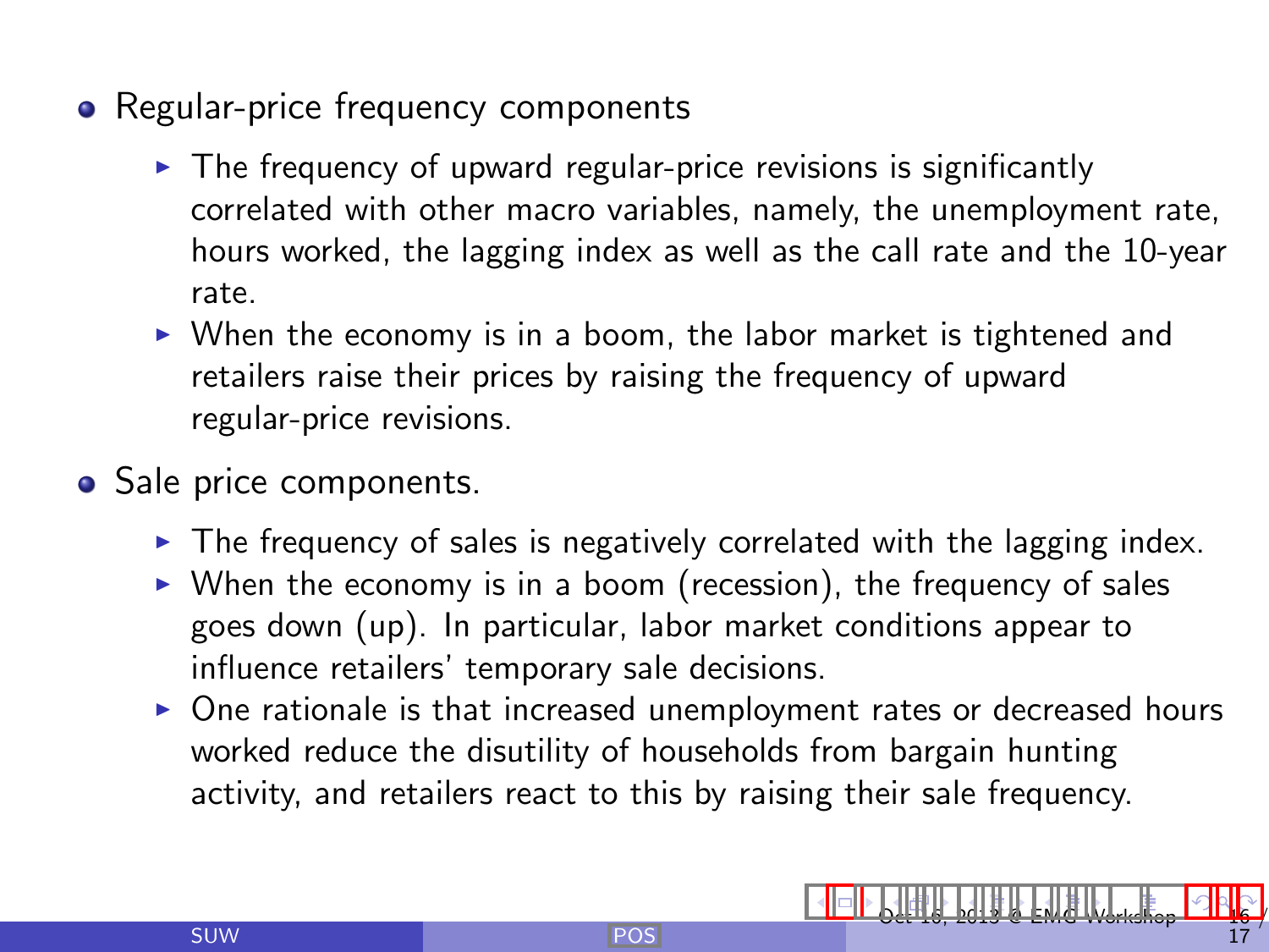- Regular-price frequency components
  - The frequency of upward regular-price revisions is significantly correlated with other macro variables, namely, the unemployment rate, hours worked, the lagging index as well as the call rate and the 10-year rate.
  - When the economy is in a boom, the labor market is tightened and retailers raise their prices by raising the frequency of upward regular-price revisions.
- Sale price components.
  - The frequency of sales is negatively correlated with the lagging index.
  - When the economy is in a boom (recession), the frequency of sales goes down (up). In particular, labor market conditions appear to influence retailers' temporary sale decisions.
  - One rationale is that increased unemployment rates or decreased hours worked reduce the disutility of households from bargain hunting activity, and retailers react to this by raising their sale frequency.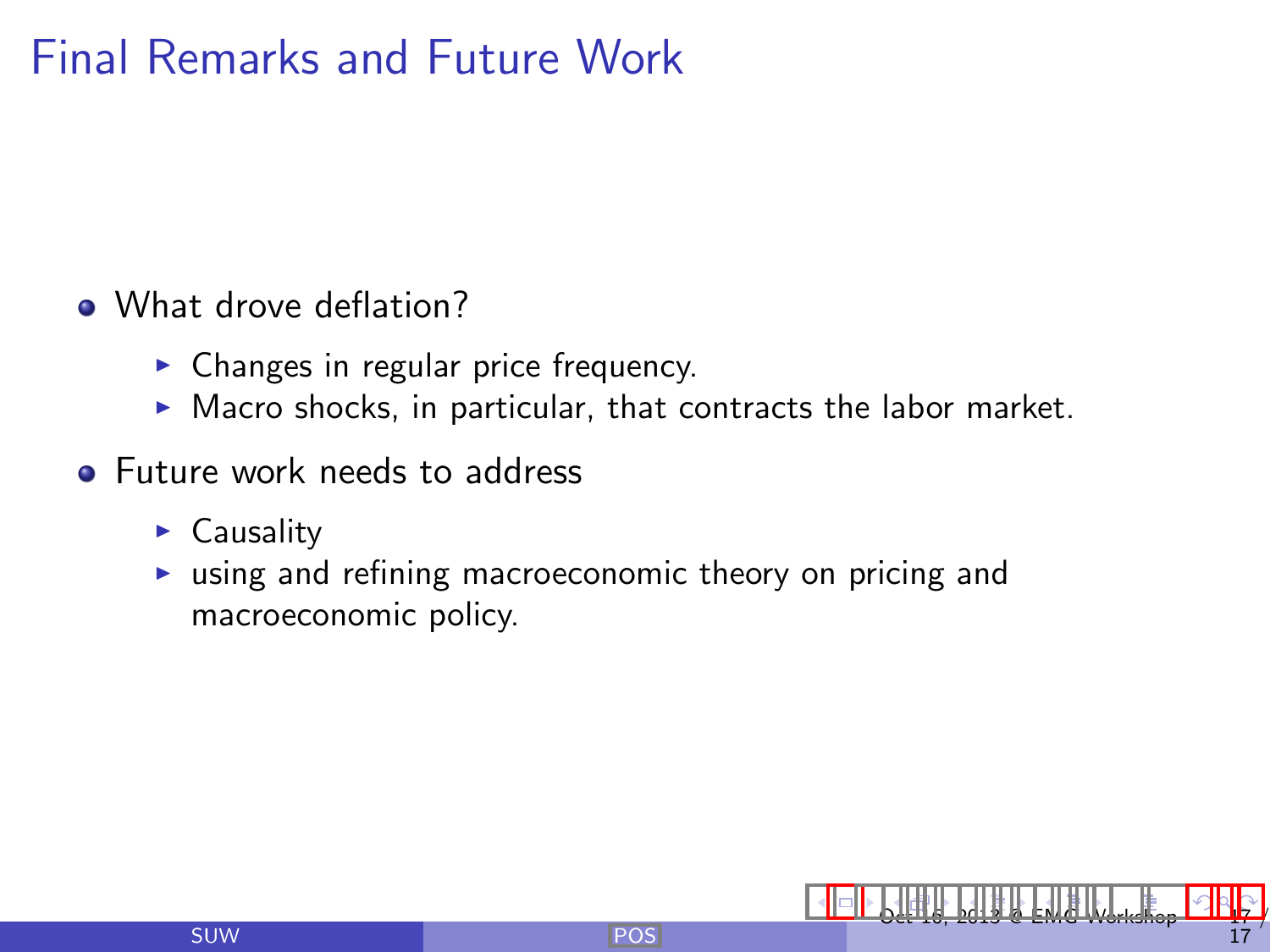# Final Remarks and Future Work

- What drove deflation?
  - Changes in regular price frequency.
  - Macro shocks, in particular, that contracts the labor market.
- Future work needs to address
  - Causality
  - using and refining macroeconomic theory on pricing and macroeconomic policy.